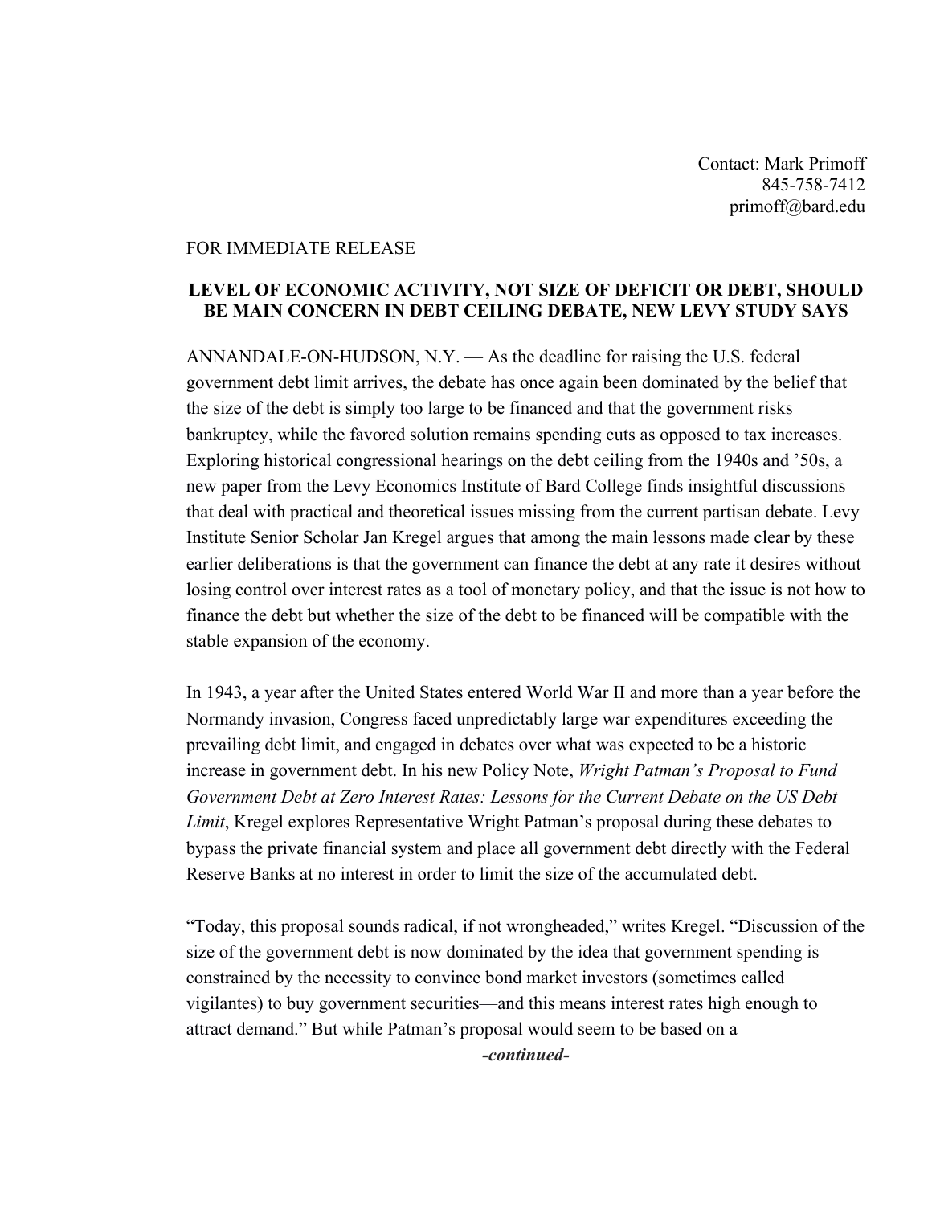Contact: Mark Primoff
845-758-7412
primoff@bard.edu

FOR IMMEDIATE RELEASE

**LEVEL OF ECONOMIC ACTIVITY, NOT SIZE OF DEFICIT OR DEBT, SHOULD BE MAIN CONCERN IN DEBT CEILING DEBATE, NEW LEVY STUDY SAYS**

ANNANDALE-ON-HUDSON, N.Y. — As the deadline for raising the U.S. federal government debt limit arrives, the debate has once again been dominated by the belief that the size of the debt is simply too large to be financed and that the government risks bankruptcy, while the favored solution remains spending cuts as opposed to tax increases. Exploring historical congressional hearings on the debt ceiling from the 1940s and '50s, a new paper from the Levy Economics Institute of Bard College finds insightful discussions that deal with practical and theoretical issues missing from the current partisan debate. Levy Institute Senior Scholar Jan Kregel argues that among the main lessons made clear by these earlier deliberations is that the government can finance the debt at any rate it desires without losing control over interest rates as a tool of monetary policy, and that the issue is not how to finance the debt but whether the size of the debt to be financed will be compatible with the stable expansion of the economy.

In 1943, a year after the United States entered World War II and more than a year before the Normandy invasion, Congress faced unpredictably large war expenditures exceeding the prevailing debt limit, and engaged in debates over what was expected to be a historic increase in government debt. In his new Policy Note, *Wright Patman's Proposal to Fund Government Debt at Zero Interest Rates: Lessons for the Current Debate on the US Debt Limit*, Kregel explores Representative Wright Patman's proposal during these debates to bypass the private financial system and place all government debt directly with the Federal Reserve Banks at no interest in order to limit the size of the accumulated debt.

"Today, this proposal sounds radical, if not wrongheaded," writes Kregel. "Discussion of the size of the government debt is now dominated by the idea that government spending is constrained by the necessity to convince bond market investors (sometimes called vigilantes) to buy government securities—and this means interest rates high enough to attract demand." But while Patman's proposal would seem to be based on a

***-continued-***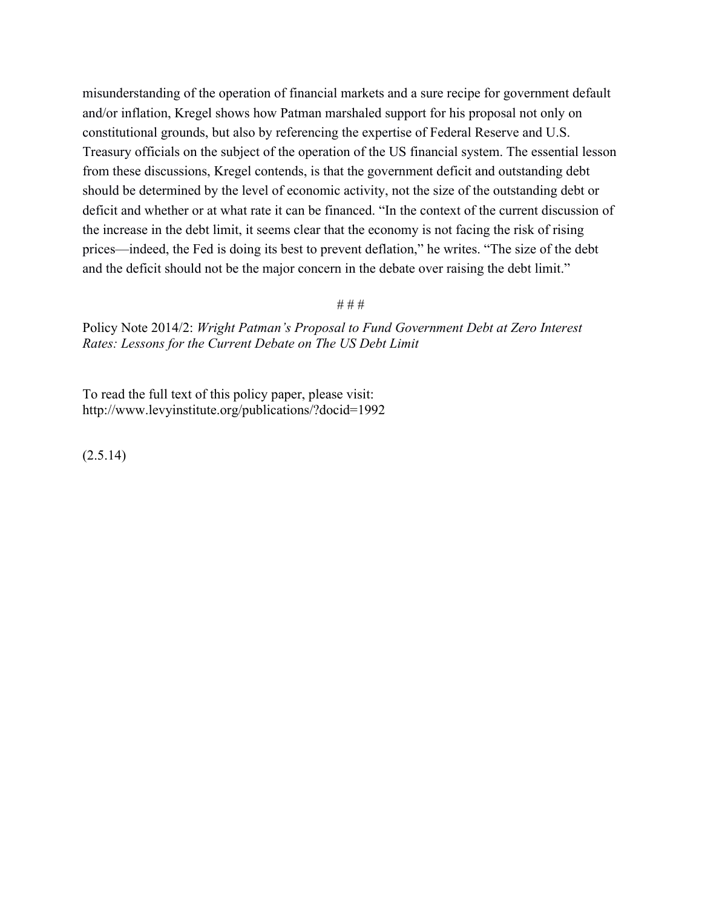misunderstanding of the operation of financial markets and a sure recipe for government default and/or inflation, Kregel shows how Patman marshaled support for his proposal not only on constitutional grounds, but also by referencing the expertise of Federal Reserve and U.S. Treasury officials on the subject of the operation of the US financial system. The essential lesson from these discussions, Kregel contends, is that the government deficit and outstanding debt should be determined by the level of economic activity, not the size of the outstanding debt or deficit and whether or at what rate it can be financed. "In the context of the current discussion of the increase in the debt limit, it seems clear that the economy is not facing the risk of rising prices—indeed, the Fed is doing its best to prevent deflation," he writes. "The size of the debt and the deficit should not be the major concern in the debate over raising the debt limit."

# # #

Policy Note 2014/2: *Wright Patman's Proposal to Fund Government Debt at Zero Interest Rates: Lessons for the Current Debate on The US Debt Limit*

To read the full text of this policy paper, please visit:
http://www.levyinstitute.org/publications/?docid=1992

(2.5.14)